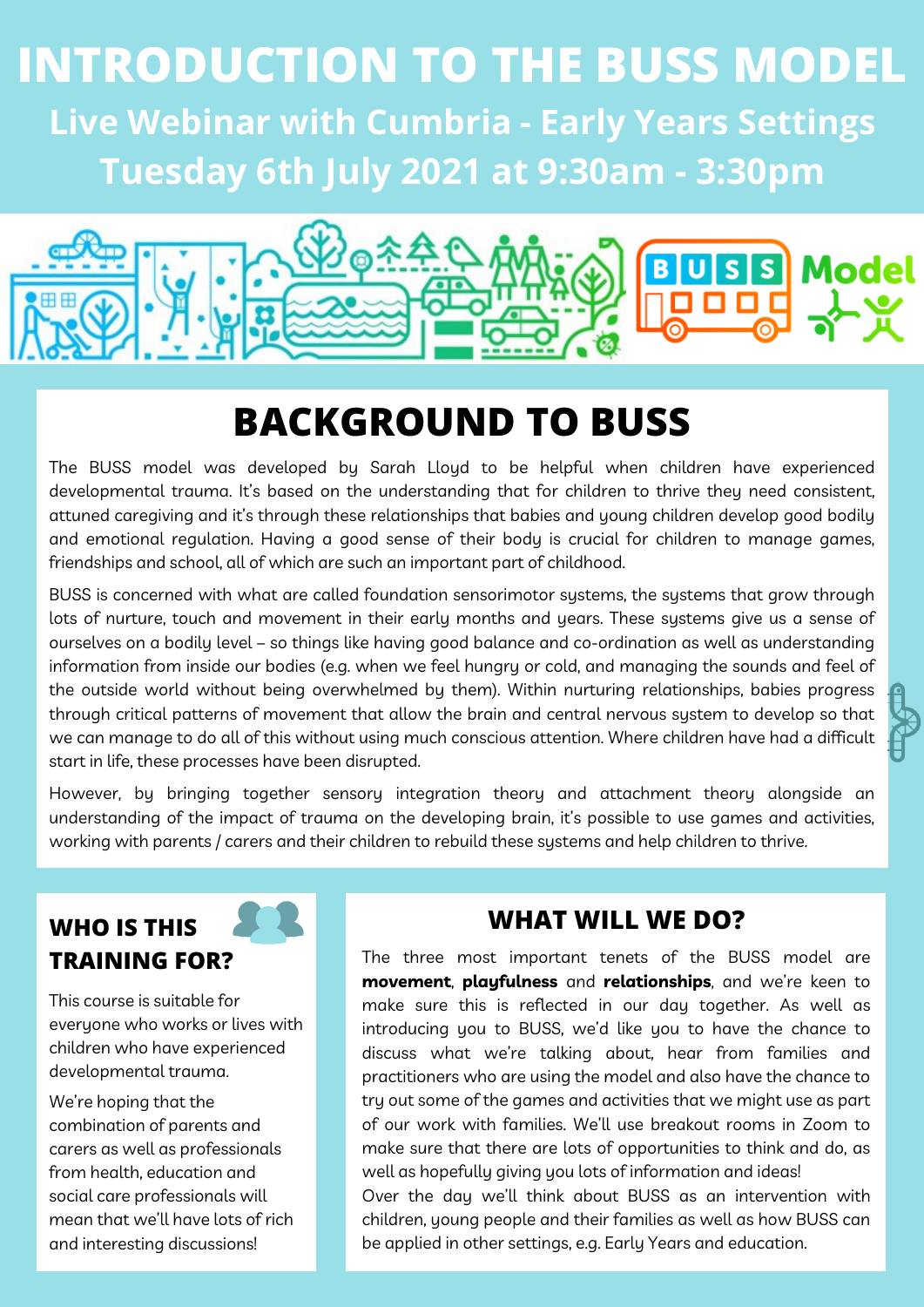# INTRODUCTION TO THE BUSS MODEL

**Live Webinar with Cumbria - Early Years Settings**

**Tuesday 6th July 2021 at 9:30am - 3:30pm**

BUSS Model

## BACKGROUND TO BUSS

The BUSS model was developed by Sarah Lloyd to be helpful when children have experienced developmental trauma. It's based on the understanding that for children to thrive they need consistent, attuned caregiving and it's through these relationships that babies and young children develop good bodily and emotional regulation. Having a good sense of their body is crucial for children to manage games, friendships and school, all of which are such an important part of childhood.

BUSS is concerned with what are called foundation sensorimotor systems, the systems that grow through lots of nurture, touch and movement in their early months and years. These systems give us a sense of ourselves on a bodily level – so things like having good balance and co-ordination as well as understanding information from inside our bodies (e.g. when we feel hungry or cold, and managing the sounds and feel of the outside world without being overwhelmed by them). Within nurturing relationships, babies progress through critical patterns of movement that allow the brain and central nervous system to develop so that we can manage to do all of this without using much conscious attention. Where children have had a difficult start in life, these processes have been disrupted.

However, by bringing together sensory integration theory and attachment theory alongside an understanding of the impact of trauma on the developing brain, it's possible to use games and activities, working with parents / carers and their children to rebuild these systems and help children to thrive.

### WHO IS THIS TRAINING FOR?

This course is suitable for everyone who works or lives with children who have experienced developmental trauma.

We're hoping that the combination of parents and carers as well as professionals from health, education and social care professionals will mean that we'll have lots of rich and interesting discussions!

### WHAT WILL WE DO?

The three most important tenets of the BUSS model are **movement**, **playfulness** and **relationships**, and we're keen to make sure this is reflected in our day together. As well as introducing you to BUSS, we'd like you to have the chance to discuss what we're talking about, hear from families and practitioners who are using the model and also have the chance to try out some of the games and activities that we might use as part of our work with families. We'll use breakout rooms in Zoom to make sure that there are lots of opportunities to think and do, as well as hopefully giving you lots of information and ideas!

Over the day we'll think about BUSS as an intervention with children, young people and their families as well as how BUSS can be applied in other settings, e.g. Early Years and education.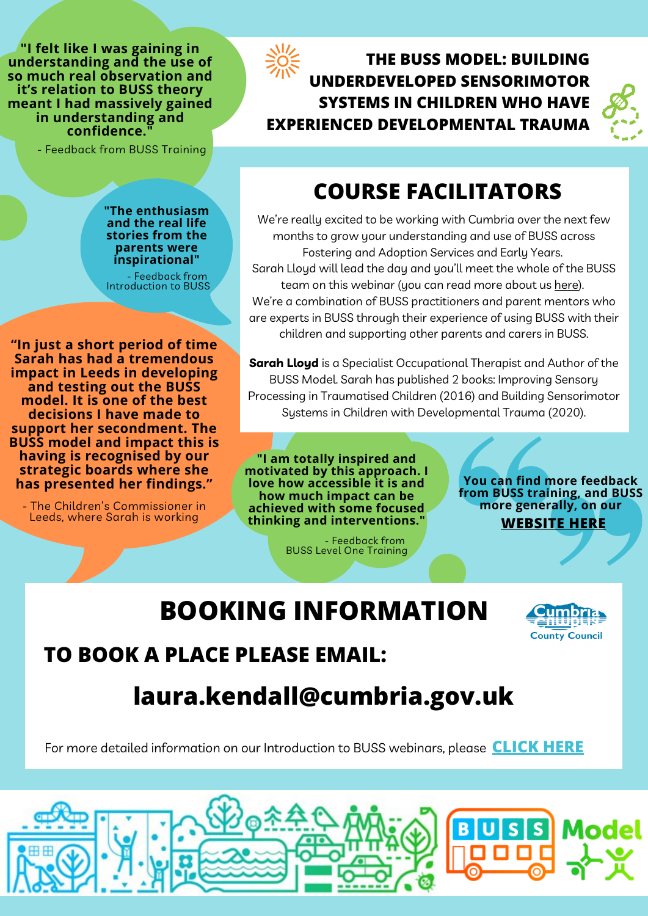# THE BUSS MODEL: BUILDING UNDERDEVELOPED SENSORIMOTOR SYSTEMS IN CHILDREN WHO HAVE EXPERIENCED DEVELOPMENTAL TRAUMA

**"I felt like I was gaining in understanding and the use of so much real observation and it's relation to BUSS theory meant I have massively gained in understanding and confidence."**

- Feedback from BUSS Training

**"The enthusiasm and the real life stories from the parents were inspirational"**

- Feedback from Introduction to BUSS

**"In just a short period of time Sarah has had a tremendous impact in Leeds in developing and testing out the BUSS model. It is one of the best decisions I have made to support her secondment. The BUSS model and impact this is having is recognised by our strategic boards where she has presented her findings."**

- The Children's Commissioner in Leeds, where Sarah is working

## COURSE FACILITATORS

We're really excited to be working with Cumbria over the next few months to grow your understanding and use of BUSS across Fostering and Adoption Services and Early Years.
Sarah Lloyd will lead the day and you'll meet the whole of the BUSS team on this webinar (you can read more about us here).
We're a combination of BUSS practitioners and parent mentors who are experts in BUSS through their experience of using BUSS with their children and supporting other parents and carers in BUSS.

**Sarah Lloyd** is a Specialist Occupational Therapist and Author of the BUSS Model. Sarah has published 2 books: Improving Sensory Processing in Traumatised Children (2016) and Building Sensorimotor Systems in Children with Developmental Trauma (2020).

**"I am totally inspired and motivated by this approach. I love how accessible it is and how much impact can be achieved with some focused thinking and interventions."**

- Feedback from BUSS Level One Training

**You can find more feedback from BUSS training, and BUSS more generally, on our WEBSITE HERE**

# BOOKING INFORMATION

Cumbria County Council

## TO BOOK A PLACE PLEASE EMAIL:

## laura.kendall@cumbria.gov.uk

For more detailed information on our Introduction to BUSS webinars, please **CLICK HERE**

BUSS Model